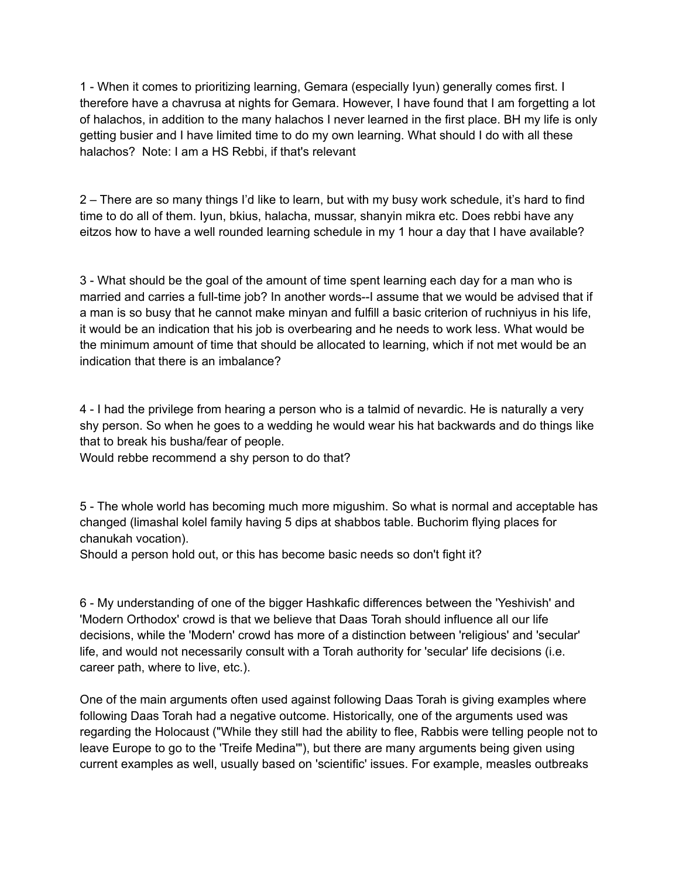1 - When it comes to prioritizing learning, Gemara (especially Iyun) generally comes first. I therefore have a chavrusa at nights for Gemara. However, I have found that I am forgetting a lot of halachos, in addition to the many halachos I never learned in the first place. BH my life is only getting busier and I have limited time to do my own learning. What should I do with all these halachos?  Note: I am a HS Rebbi, if that's relevant

2 – There are so many things I'd like to learn, but with my busy work schedule, it's hard to find time to do all of them. Iyun, bkius, halacha, mussar, shanyin mikra etc. Does rebbi have any eitzos how to have a well rounded learning schedule in my 1 hour a day that I have available?

3 - What should be the goal of the amount of time spent learning each day for a man who is married and carries a full-time job? In another words--I assume that we would be advised that if a man is so busy that he cannot make minyan and fulfill a basic criterion of ruchniyus in his life, it would be an indication that his job is overbearing and he needs to work less. What would be the minimum amount of time that should be allocated to learning, which if not met would be an indication that there is an imbalance?

4 - I had the privilege from hearing a person who is a talmid of nevardic. He is naturally a very shy person. So when he goes to a wedding he would wear his hat backwards and do things like that to break his busha/fear of people.
Would rebbe recommend a shy person to do that?

5 - The whole world has becoming much more migushim. So what is normal and acceptable has changed (limashal kolel family having 5 dips at shabbos table. Buchorim flying places for chanukah vocation).
Should a person hold out, or this has become basic needs so don't fight it?

6 - My understanding of one of the bigger Hashkafic differences between the 'Yeshivish' and 'Modern Orthodox' crowd is that we believe that Daas Torah should influence all our life decisions, while the 'Modern' crowd has more of a distinction between 'religious' and 'secular' life, and would not necessarily consult with a Torah authority for 'secular' life decisions (i.e. career path, where to live, etc.).

One of the main arguments often used against following Daas Torah is giving examples where following Daas Torah had a negative outcome. Historically, one of the arguments used was regarding the Holocaust ("While they still had the ability to flee, Rabbis were telling people not to leave Europe to go to the 'Treife Medina'"), but there are many arguments being given using current examples as well, usually based on 'scientific' issues. For example, measles outbreaks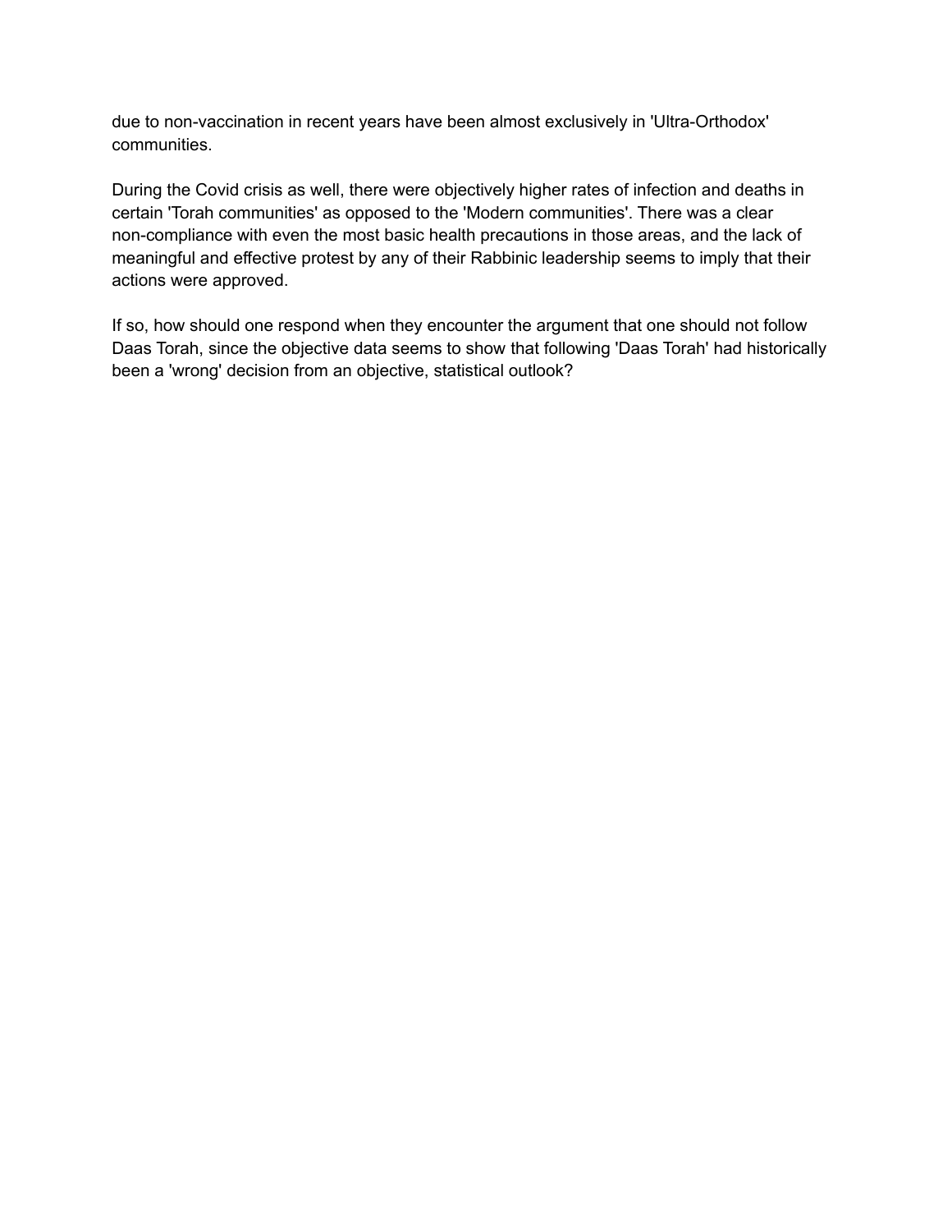due to non-vaccination in recent years have been almost exclusively in 'Ultra-Orthodox' communities.

During the Covid crisis as well, there were objectively higher rates of infection and deaths in certain 'Torah communities' as opposed to the 'Modern communities'. There was a clear non-compliance with even the most basic health precautions in those areas, and the lack of meaningful and effective protest by any of their Rabbinic leadership seems to imply that their actions were approved.

If so, how should one respond when they encounter the argument that one should not follow Daas Torah, since the objective data seems to show that following 'Daas Torah' had historically been a 'wrong' decision from an objective, statistical outlook?